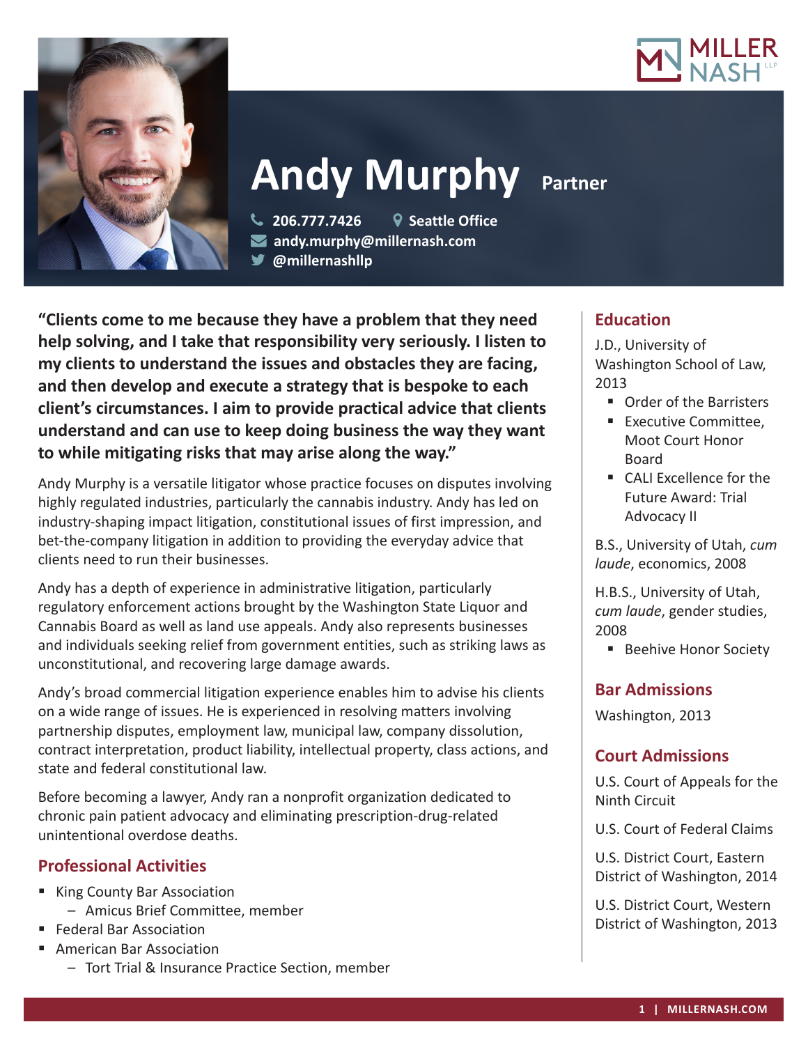# Andy Murphy

**Partner**

206.777.7426 | Seattle Office
andy.murphy@millernash.com
@millernashllp

**"Clients come to me because they have a problem that they need help solving, and I take that responsibility very seriously. I listen to my clients to understand the issues and obstacles they are facing, and then develop and execute a strategy that is bespoke to each client's circumstances. I aim to provide practical advice that clients understand and can use to keep doing business the way they want to while mitigating risks that may arise along the way."**

Andy Murphy is a versatile litigator whose practice focuses on disputes involving highly regulated industries, particularly the cannabis industry. Andy has led on industry-shaping impact litigation, constitutional issues of first impression, and bet-the-company litigation in addition to providing the everyday advice that clients need to run their businesses.

Andy has a depth of experience in administrative litigation, particularly regulatory enforcement actions brought by the Washington State Liquor and Cannabis Board as well as land use appeals. Andy also represents businesses and individuals seeking relief from government entities, such as striking laws as unconstitutional, and recovering large damage awards.

Andy's broad commercial litigation experience enables him to advise his clients on a wide range of issues. He is experienced in resolving matters involving partnership disputes, employment law, municipal law, company dissolution, contract interpretation, product liability, intellectual property, class actions, and state and federal constitutional law.

Before becoming a lawyer, Andy ran a nonprofit organization dedicated to chronic pain patient advocacy and eliminating prescription-drug-related unintentional overdose deaths.

## Professional Activities

- King County Bar Association
  - Amicus Brief Committee, member
- Federal Bar Association
- American Bar Association
  - Tort Trial & Insurance Practice Section, member

## Education

J.D., University of Washington School of Law, 2013

- Order of the Barristers
- Executive Committee, Moot Court Honor Board
- CALI Excellence for the Future Award: Trial Advocacy II

B.S., University of Utah, *cum laude*, economics, 2008

H.B.S., University of Utah, *cum laude*, gender studies, 2008

- Beehive Honor Society

## Bar Admissions

Washington, 2013

## Court Admissions

U.S. Court of Appeals for the Ninth Circuit

U.S. Court of Federal Claims

U.S. District Court, Eastern District of Washington, 2014

U.S. District Court, Western District of Washington, 2013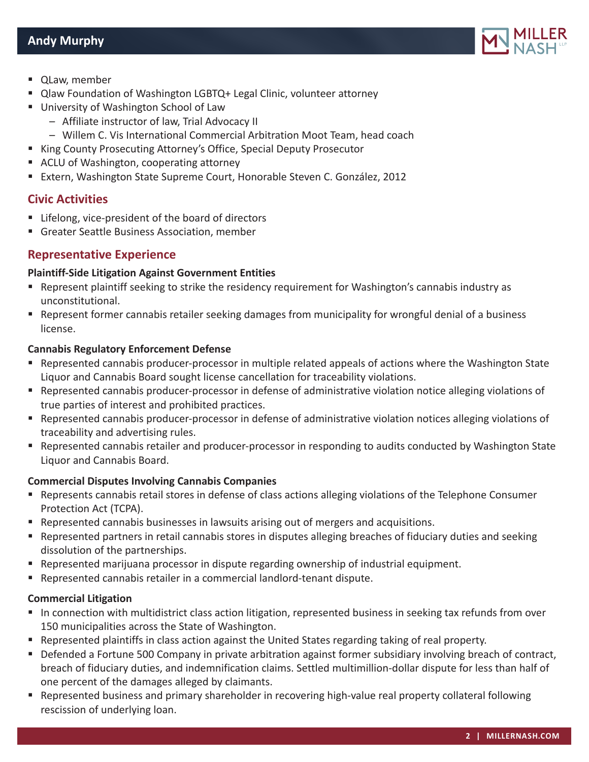- QLaw, member
- Qlaw Foundation of Washington LGBTQ+ Legal Clinic, volunteer attorney
- University of Washington School of Law
  - Affiliate instructor of law, Trial Advocacy II
  - Willem C. Vis International Commercial Arbitration Moot Team, head coach
- King County Prosecuting Attorney's Office, Special Deputy Prosecutor
- ACLU of Washington, cooperating attorney
- Extern, Washington State Supreme Court, Honorable Steven C. González, 2012

## Civic Activities

- Lifelong, vice-president of the board of directors
- Greater Seattle Business Association, member

## Representative Experience

**Plaintiff-Side Litigation Against Government Entities**

- Represent plaintiff seeking to strike the residency requirement for Washington's cannabis industry as unconstitutional.
- Represent former cannabis retailer seeking damages from municipality for wrongful denial of a business license.

**Cannabis Regulatory Enforcement Defense**

- Represented cannabis producer-processor in multiple related appeals of actions where the Washington State Liquor and Cannabis Board sought license cancellation for traceability violations.
- Represented cannabis producer-processor in defense of administrative violation notice alleging violations of true parties of interest and prohibited practices.
- Represented cannabis producer-processor in defense of administrative violation notices alleging violations of traceability and advertising rules.
- Represented cannabis retailer and producer-processor in responding to audits conducted by Washington State Liquor and Cannabis Board.

**Commercial Disputes Involving Cannabis Companies**

- Represents cannabis retail stores in defense of class actions alleging violations of the Telephone Consumer Protection Act (TCPA).
- Represented cannabis businesses in lawsuits arising out of mergers and acquisitions.
- Represented partners in retail cannabis stores in disputes alleging breaches of fiduciary duties and seeking dissolution of the partnerships.
- Represented marijuana processor in dispute regarding ownership of industrial equipment.
- Represented cannabis retailer in a commercial landlord-tenant dispute.

**Commercial Litigation**

- In connection with multidistrict class action litigation, represented business in seeking tax refunds from over 150 municipalities across the State of Washington.
- Represented plaintiffs in class action against the United States regarding taking of real property.
- Defended a Fortune 500 Company in private arbitration against former subsidiary involving breach of contract, breach of fiduciary duties, and indemnification claims. Settled multimillion-dollar dispute for less than half of one percent of the damages alleged by claimants.
- Represented business and primary shareholder in recovering high-value real property collateral following rescission of underlying loan.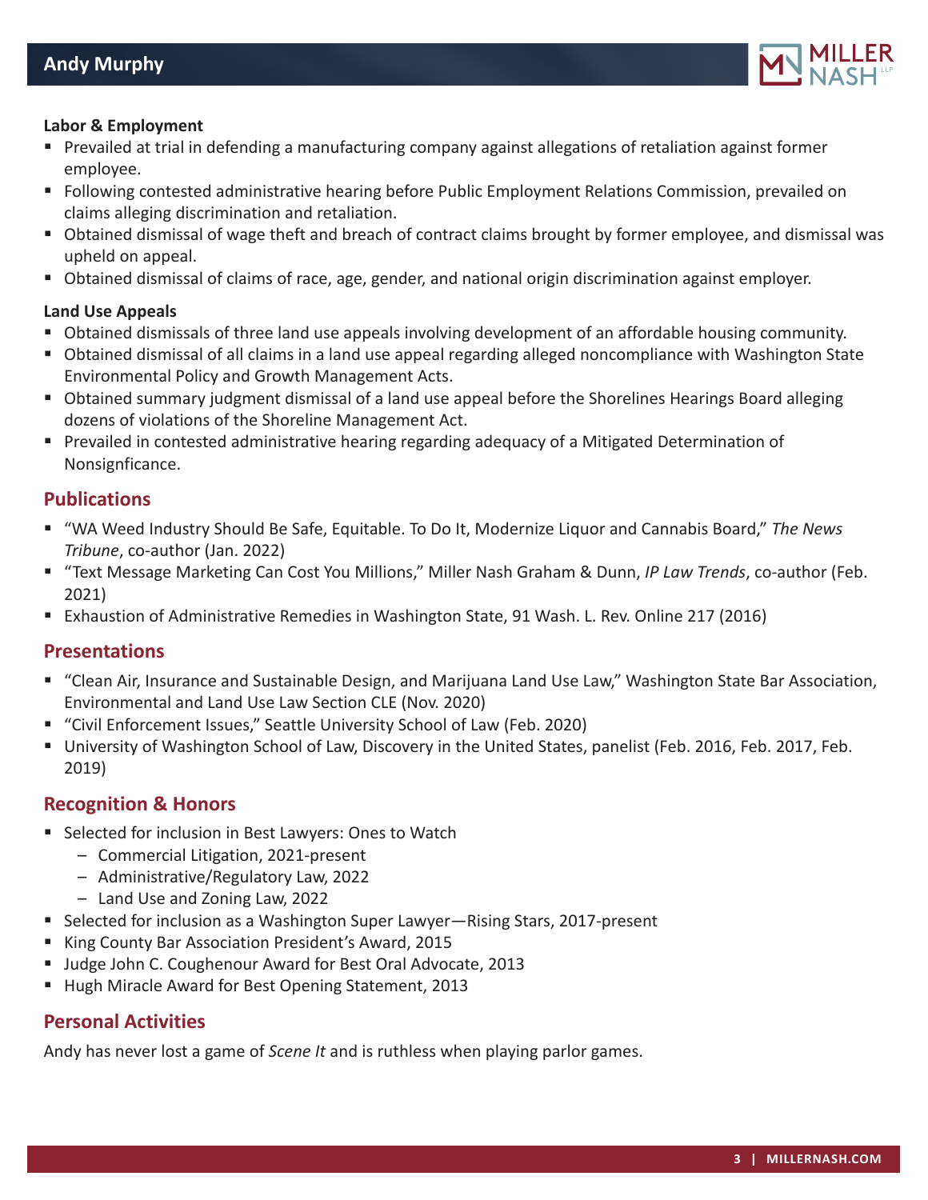**Labor & Employment**

- Prevailed at trial in defending a manufacturing company against allegations of retaliation against former employee.
- Following contested administrative hearing before Public Employment Relations Commission, prevailed on claims alleging discrimination and retaliation.
- Obtained dismissal of wage theft and breach of contract claims brought by former employee, and dismissal was upheld on appeal.
- Obtained dismissal of claims of race, age, gender, and national origin discrimination against employer.

**Land Use Appeals**

- Obtained dismissals of three land use appeals involving development of an affordable housing community.
- Obtained dismissal of all claims in a land use appeal regarding alleged noncompliance with Washington State Environmental Policy and Growth Management Acts.
- Obtained summary judgment dismissal of a land use appeal before the Shorelines Hearings Board alleging dozens of violations of the Shoreline Management Act.
- Prevailed in contested administrative hearing regarding adequacy of a Mitigated Determination of Nonsignficance.

## Publications

- "WA Weed Industry Should Be Safe, Equitable. To Do It, Modernize Liquor and Cannabis Board," *The News Tribune*, co-author (Jan. 2022)
- "Text Message Marketing Can Cost You Millions," Miller Nash Graham & Dunn, *IP Law Trends*, co-author (Feb. 2021)
- Exhaustion of Administrative Remedies in Washington State, 91 Wash. L. Rev. Online 217 (2016)

## Presentations

- "Clean Air, Insurance and Sustainable Design, and Marijuana Land Use Law," Washington State Bar Association, Environmental and Land Use Law Section CLE (Nov. 2020)
- "Civil Enforcement Issues," Seattle University School of Law (Feb. 2020)
- University of Washington School of Law, Discovery in the United States, panelist (Feb. 2016, Feb. 2017, Feb. 2019)

## Recognition & Honors

- Selected for inclusion in Best Lawyers: Ones to Watch
  - Commercial Litigation, 2021-present
  - Administrative/Regulatory Law, 2022
  - Land Use and Zoning Law, 2022
- Selected for inclusion as a Washington Super Lawyer—Rising Stars, 2017-present
- King County Bar Association President's Award, 2015
- Judge John C. Coughenour Award for Best Oral Advocate, 2013
- Hugh Miracle Award for Best Opening Statement, 2013

## Personal Activities

Andy has never lost a game of *Scene It* and is ruthless when playing parlor games.